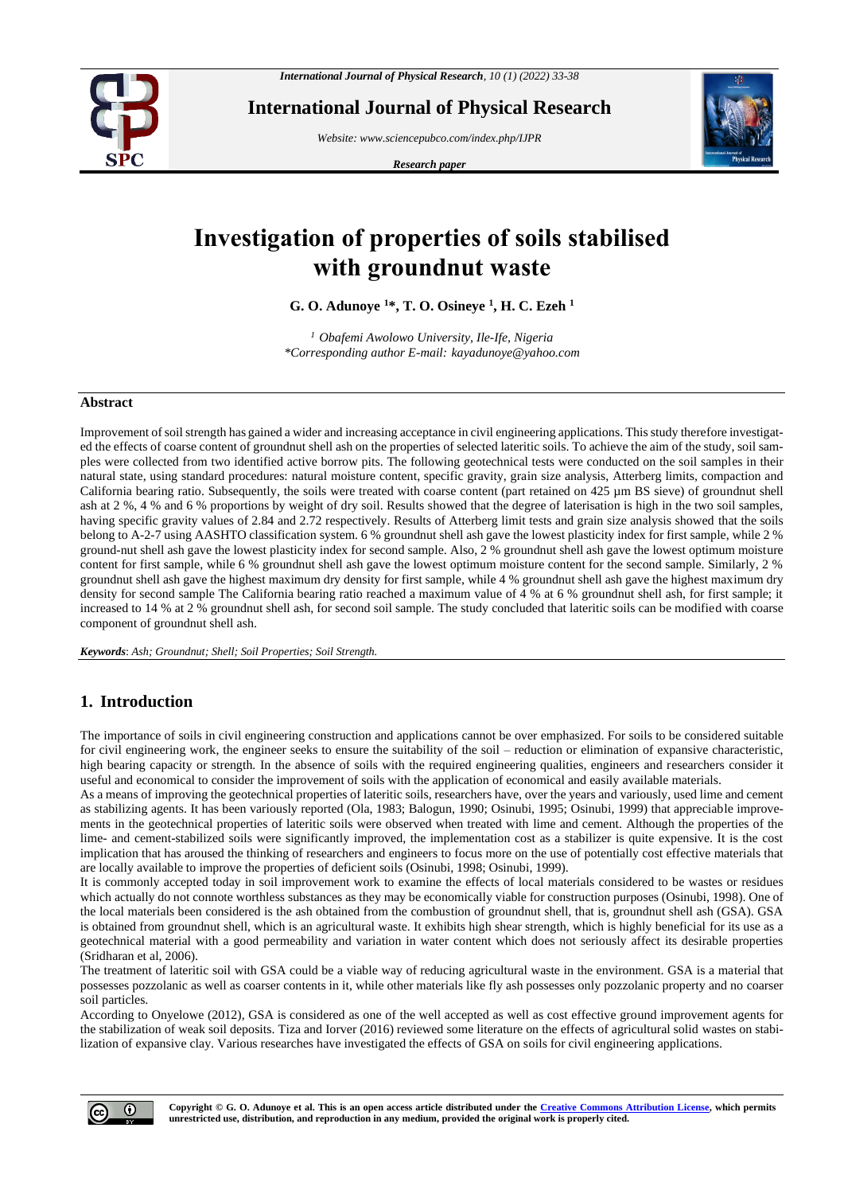# Investigation of properties of soils stabilised with groundnut waste

**G. O. Adunoye [1]*, T. O. Osineye [1], H. C. Ezeh [1]**

*[1] Obafemi Awolowo University, Ile-Ife, Nigeria*
*\*Corresponding author E-mail: kayadunoye@yahoo.com*

## Abstract

Improvement of soil strength has gained a wider and increasing acceptance in civil engineering applications. This study therefore investigated the effects of coarse content of groundnut shell ash on the properties of selected lateritic soils. To achieve the aim of the study, soil samples were collected from two identified active borrow pits. The following geotechnical tests were conducted on the soil samples in their natural state, using standard procedures: natural moisture content, specific gravity, grain size analysis, Atterberg limits, compaction and California bearing ratio. Subsequently, the soils were treated with coarse content (part retained on 425 µm BS sieve) of groundnut shell ash at 2 %, 4 % and 6 % proportions by weight of dry soil. Results showed that the degree of laterisation is high in the two soil samples, having specific gravity values of 2.84 and 2.72 respectively. Results of Atterberg limit tests and grain size analysis showed that the soils belong to A-2-7 using AASHTO classification system. 6 % groundnut shell ash gave the lowest plasticity index for first sample, while 2 % ground-nut shell ash gave the lowest plasticity index for second sample. Also, 2 % groundnut shell ash gave the lowest optimum moisture content for first sample, while 6 % groundnut shell ash gave the lowest optimum moisture content for the second sample. Similarly, 2 % groundnut shell ash gave the highest maximum dry density for first sample, while 4 % groundnut shell ash gave the highest maximum dry density for second sample The California bearing ratio reached a maximum value of 4 % at 6 % groundnut shell ash, for first sample; it increased to 14 % at 2 % groundnut shell ash, for second soil sample. The study concluded that lateritic soils can be modified with coarse component of groundnut shell ash.

***Keywords***: *Ash; Groundnut; Shell; Soil Properties; Soil Strength.*

## 1. Introduction

The importance of soils in civil engineering construction and applications cannot be over emphasized. For soils to be considered suitable for civil engineering work, the engineer seeks to ensure the suitability of the soil – reduction or elimination of expansive characteristic, high bearing capacity or strength. In the absence of soils with the required engineering qualities, engineers and researchers consider it useful and economical to consider the improvement of soils with the application of economical and easily available materials.

As a means of improving the geotechnical properties of lateritic soils, researchers have, over the years and variously, used lime and cement as stabilizing agents. It has been variously reported (Ola, 1983; Balogun, 1990; Osinubi, 1995; Osinubi, 1999) that appreciable improvements in the geotechnical properties of lateritic soils were observed when treated with lime and cement. Although the properties of the lime- and cement-stabilized soils were significantly improved, the implementation cost as a stabilizer is quite expensive. It is the cost implication that has aroused the thinking of researchers and engineers to focus more on the use of potentially cost effective materials that are locally available to improve the properties of deficient soils (Osinubi, 1998; Osinubi, 1999).

It is commonly accepted today in soil improvement work to examine the effects of local materials considered to be wastes or residues which actually do not connote worthless substances as they may be economically viable for construction purposes (Osinubi, 1998). One of the local materials been considered is the ash obtained from the combustion of groundnut shell, that is, groundnut shell ash (GSA). GSA is obtained from groundnut shell, which is an agricultural waste. It exhibits high shear strength, which is highly beneficial for its use as a geotechnical material with a good permeability and variation in water content which does not seriously affect its desirable properties (Sridharan et al, 2006).

The treatment of lateritic soil with GSA could be a viable way of reducing agricultural waste in the environment. GSA is a material that possesses pozzolanic as well as coarser contents in it, while other materials like fly ash possesses only pozzolanic property and no coarser soil particles.

According to Onyelowe (2012), GSA is considered as one of the well accepted as well as cost effective ground improvement agents for the stabilization of weak soil deposits. Tiza and Iorver (2016) reviewed some literature on the effects of agricultural solid wastes on stabilization of expansive clay. Various researches have investigated the effects of GSA on soils for civil engineering applications.

**Copyright © G. O. Adunoye et al. This is an open access article distributed under the Creative Commons Attribution License, which permits unrestricted use, distribution, and reproduction in any medium, provided the original work is properly cited.**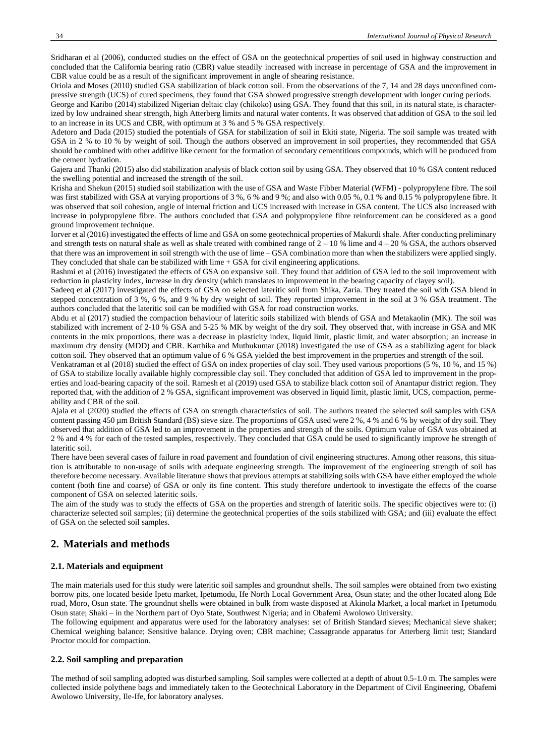Sridharan et al (2006), conducted studies on the effect of GSA on the geotechnical properties of soil used in highway construction and concluded that the California bearing ratio (CBR) value steadily increased with increase in percentage of GSA and the improvement in CBR value could be as a result of the significant improvement in angle of shearing resistance.

Oriola and Moses (2010) studied GSA stabilization of black cotton soil. From the observations of the 7, 14 and 28 days unconfined compressive strength (UCS) of cured specimens, they found that GSA showed progressive strength development with longer curing periods.

George and Karibo (2014) stabilized Nigerian deltaic clay (chikoko) using GSA. They found that this soil, in its natural state, is characterized by low undrained shear strength, high Atterberg limits and natural water contents. It was observed that addition of GSA to the soil led to an increase in its UCS and CBR, with optimum at 3 % and 5 % GSA respectively.

Adetoro and Dada (2015) studied the potentials of GSA for stabilization of soil in Ekiti state, Nigeria. The soil sample was treated with GSA in 2 % to 10 % by weight of soil. Though the authors observed an improvement in soil properties, they recommended that GSA should be combined with other additive like cement for the formation of secondary cementitious compounds, which will be produced from the cement hydration.

Gajera and Thanki (2015) also did stabilization analysis of black cotton soil by using GSA. They observed that 10 % GSA content reduced the swelling potential and increased the strength of the soil.

Krisha and Shekun (2015) studied soil stabilization with the use of GSA and Waste Fibber Material (WFM) - polypropylene fibre. The soil was first stabilized with GSA at varying proportions of 3 %, 6 % and 9 %; and also with 0.05 %, 0.1 % and 0.15 % polypropylene fibre. It was observed that soil cohesion, angle of internal friction and UCS increased with increase in GSA content. The UCS also increased with increase in polypropylene fibre. The authors concluded that GSA and polypropylene fibre reinforcement can be considered as a good ground improvement technique.

Iorver et al (2016) investigated the effects of lime and GSA on some geotechnical properties of Makurdi shale. After conducting preliminary and strength tests on natural shale as well as shale treated with combined range of 2 – 10 % lime and 4 – 20 % GSA, the authors observed that there was an improvement in soil strength with the use of lime – GSA combination more than when the stabilizers were applied singly. They concluded that shale can be stabilized with lime + GSA for civil engineering applications.

Rashmi et al (2016) investigated the effects of GSA on expansive soil. They found that addition of GSA led to the soil improvement with reduction in plasticity index, increase in dry density (which translates to improvement in the bearing capacity of clayey soil).

Sadeeq et al (2017) investigated the effects of GSA on selected lateritic soil from Shika, Zaria. They treated the soil with GSA blend in stepped concentration of 3 %, 6 %, and 9 % by dry weight of soil. They reported improvement in the soil at 3 % GSA treatment. The authors concluded that the lateritic soil can be modified with GSA for road construction works.

Abdu et al (2017) studied the compaction behaviour of lateritic soils stabilized with blends of GSA and Metakaolin (MK). The soil was stabilized with increment of 2-10 % GSA and 5-25 % MK by weight of the dry soil. They observed that, with increase in GSA and MK contents in the mix proportions, there was a decrease in plasticity index, liquid limit, plastic limit, and water absorption; an increase in maximum dry density (MDD) and CBR. Karthika and Muthukumar (2018) investigated the use of GSA as a stabilizing agent for black cotton soil. They observed that an optimum value of 6 % GSA yielded the best improvement in the properties and strength of the soil.

Venkatraman et al (2018) studied the effect of GSA on index properties of clay soil. They used various proportions (5 %, 10 %, and 15 %) of GSA to stabilize locally available highly compressible clay soil. They concluded that addition of GSA led to improvement in the properties and load-bearing capacity of the soil. Ramesh et al (2019) used GSA to stabilize black cotton soil of Anantapur district region. They reported that, with the addition of 2 % GSA, significant improvement was observed in liquid limit, plastic limit, UCS, compaction, permeability and CBR of the soil.

Ajala et al (2020) studied the effects of GSA on strength characteristics of soil. The authors treated the selected soil samples with GSA content passing 450 µm British Standard (BS) sieve size. The proportions of GSA used were 2 %, 4 % and 6 % by weight of dry soil. They observed that addition of GSA led to an improvement in the properties and strength of the soils. Optimum value of GSA was obtained at 2 % and 4 % for each of the tested samples, respectively. They concluded that GSA could be used to significantly improve he strength of lateritic soil.

There have been several cases of failure in road pavement and foundation of civil engineering structures. Among other reasons, this situation is attributable to non-usage of soils with adequate engineering strength. The improvement of the engineering strength of soil has therefore become necessary. Available literature shows that previous attempts at stabilizing soils with GSA have either employed the whole content (both fine and coarse) of GSA or only its fine content. This study therefore undertook to investigate the effects of the coarse component of GSA on selected lateritic soils.

The aim of the study was to study the effects of GSA on the properties and strength of lateritic soils. The specific objectives were to: (i) characterize selected soil samples; (ii) determine the geotechnical properties of the soils stabilized with GSA; and (iii) evaluate the effect of GSA on the selected soil samples.

## 2. Materials and methods

### 2.1. Materials and equipment

The main materials used for this study were lateritic soil samples and groundnut shells. The soil samples were obtained from two existing borrow pits, one located beside Ipetu market, Ipetumodu, Ife North Local Government Area, Osun state; and the other located along Ede road, Moro, Osun state. The groundnut shells were obtained in bulk from waste disposed at Akinola Market, a local market in Ipetumodu Osun state; Shaki – in the Northern part of Oyo State, Southwest Nigeria; and in Obafemi Awolowo University.

The following equipment and apparatus were used for the laboratory analyses: set of British Standard sieves; Mechanical sieve shaker; Chemical weighing balance; Sensitive balance. Drying oven; CBR machine; Cassagrande apparatus for Atterberg limit test; Standard Proctor mould for compaction.

### 2.2. Soil sampling and preparation

The method of soil sampling adopted was disturbed sampling. Soil samples were collected at a depth of about 0.5-1.0 m. The samples were collected inside polythene bags and immediately taken to the Geotechnical Laboratory in the Department of Civil Engineering, Obafemi Awolowo University, Ile-Ife, for laboratory analyses.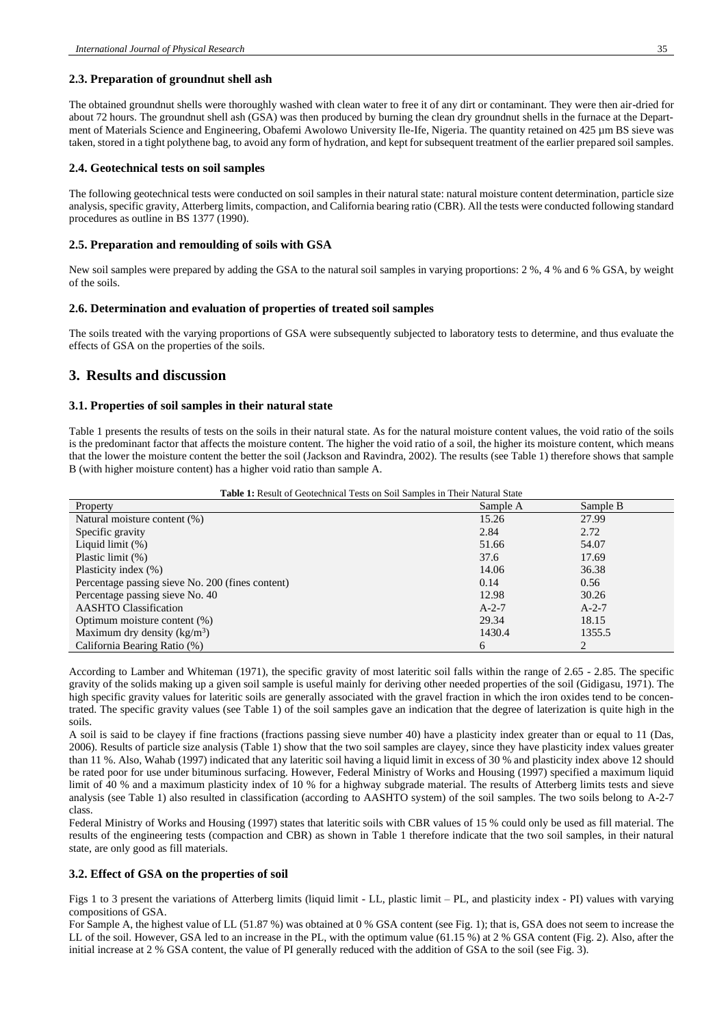### 2.3. Preparation of groundnut shell ash

The obtained groundnut shells were thoroughly washed with clean water to free it of any dirt or contaminant. They were then air-dried for about 72 hours. The groundnut shell ash (GSA) was then produced by burning the clean dry groundnut shells in the furnace at the Department of Materials Science and Engineering, Obafemi Awolowo University Ile-Ife, Nigeria. The quantity retained on 425 µm BS sieve was taken, stored in a tight polythene bag, to avoid any form of hydration, and kept for subsequent treatment of the earlier prepared soil samples.

### 2.4. Geotechnical tests on soil samples

The following geotechnical tests were conducted on soil samples in their natural state: natural moisture content determination, particle size analysis, specific gravity, Atterberg limits, compaction, and California bearing ratio (CBR). All the tests were conducted following standard procedures as outline in BS 1377 (1990).

### 2.5. Preparation and remoulding of soils with GSA

New soil samples were prepared by adding the GSA to the natural soil samples in varying proportions: 2 %, 4 % and 6 % GSA, by weight of the soils.

### 2.6. Determination and evaluation of properties of treated soil samples

The soils treated with the varying proportions of GSA were subsequently subjected to laboratory tests to determine, and thus evaluate the effects of GSA on the properties of the soils.

## 3. Results and discussion

### 3.1. Properties of soil samples in their natural state

Table 1 presents the results of tests on the soils in their natural state. As for the natural moisture content values, the void ratio of the soils is the predominant factor that affects the moisture content. The higher the void ratio of a soil, the higher its moisture content, which means that the lower the moisture content the better the soil (Jackson and Ravindra, 2002). The results (see Table 1) therefore shows that sample B (with higher moisture content) has a higher void ratio than sample A.

**Table 1:** Result of Geotechnical Tests on Soil Samples in Their Natural State

| Property | Sample A | Sample B |
|---|---|---|
| Natural moisture content (%) | 15.26 | 27.99 |
| Specific gravity | 2.84 | 2.72 |
| Liquid limit (%) | 51.66 | 54.07 |
| Plastic limit (%) | 37.6 | 17.69 |
| Plasticity index (%) | 14.06 | 36.38 |
| Percentage passing sieve No. 200 (fines content) | 0.14 | 0.56 |
| Percentage passing sieve No. 40 | 12.98 | 30.26 |
| AASHTO Classification | A-2-7 | A-2-7 |
| Optimum moisture content (%) | 29.34 | 18.15 |
| Maximum dry density (kg/m$^3$) | 1430.4 | 1355.5 |
| California Bearing Ratio (%) | 6 | 2 |

According to Lamber and Whiteman (1971), the specific gravity of most lateritic soil falls within the range of 2.65 - 2.85. The specific gravity of the solids making up a given soil sample is useful mainly for deriving other needed properties of the soil (Gidigasu, 1971). The high specific gravity values for lateritic soils are generally associated with the gravel fraction in which the iron oxides tend to be concentrated. The specific gravity values (see Table 1) of the soil samples gave an indication that the degree of laterization is quite high in the soils.

A soil is said to be clayey if fine fractions (fractions passing sieve number 40) have a plasticity index greater than or equal to 11 (Das, 2006). Results of particle size analysis (Table 1) show that the two soil samples are clayey, since they have plasticity index values greater than 11 %. Also, Wahab (1997) indicated that any lateritic soil having a liquid limit in excess of 30 % and plasticity index above 12 should be rated poor for use under bituminous surfacing. However, Federal Ministry of Works and Housing (1997) specified a maximum liquid limit of 40 % and a maximum plasticity index of 10 % for a highway subgrade material. The results of Atterberg limits tests and sieve analysis (see Table 1) also resulted in classification (according to AASHTO system) of the soil samples. The two soils belong to A-2-7 class.

Federal Ministry of Works and Housing (1997) states that lateritic soils with CBR values of 15 % could only be used as fill material. The results of the engineering tests (compaction and CBR) as shown in Table 1 therefore indicate that the two soil samples, in their natural state, are only good as fill materials.

### 3.2. Effect of GSA on the properties of soil

Figs 1 to 3 present the variations of Atterberg limits (liquid limit - LL, plastic limit – PL, and plasticity index - PI) values with varying compositions of GSA.

For Sample A, the highest value of LL (51.87 %) was obtained at 0 % GSA content (see Fig. 1); that is, GSA does not seem to increase the LL of the soil. However, GSA led to an increase in the PL, with the optimum value (61.15 %) at 2 % GSA content (Fig. 2). Also, after the initial increase at 2 % GSA content, the value of PI generally reduced with the addition of GSA to the soil (see Fig. 3).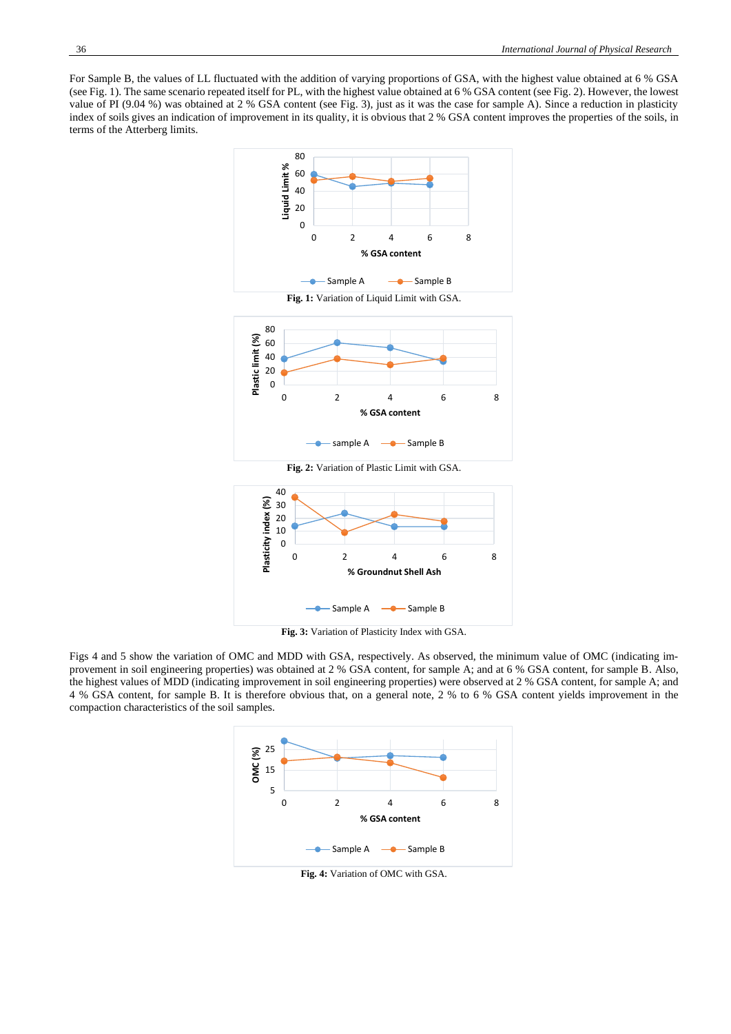For Sample B, the values of LL fluctuated with the addition of varying proportions of GSA, with the highest value obtained at 6 % GSA (see Fig. 1). The same scenario repeated itself for PL, with the highest value obtained at 6 % GSA content (see Fig. 2). However, the lowest value of PI (9.04 %) was obtained at 2 % GSA content (see Fig. 3), just as it was the case for sample A). Since a reduction in plasticity index of soils gives an indication of improvement in its quality, it is obvious that 2 % GSA content improves the properties of the soils, in terms of the Atterberg limits.

**Fig. 1:** Variation of Liquid Limit with GSA.

**Fig. 2:** Variation of Plastic Limit with GSA.

**Fig. 3:** Variation of Plasticity Index with GSA.

Figs 4 and 5 show the variation of OMC and MDD with GSA, respectively. As observed, the minimum value of OMC (indicating improvement in soil engineering properties) was obtained at 2 % GSA content, for sample A; and at 6 % GSA content, for sample B. Also, the highest values of MDD (indicating improvement in soil engineering properties) were observed at 2 % GSA content, for sample A; and 4 % GSA content, for sample B. It is therefore obvious that, on a general note, 2 % to 6 % GSA content yields improvement in the compaction characteristics of the soil samples.

**Fig. 4:** Variation of OMC with GSA.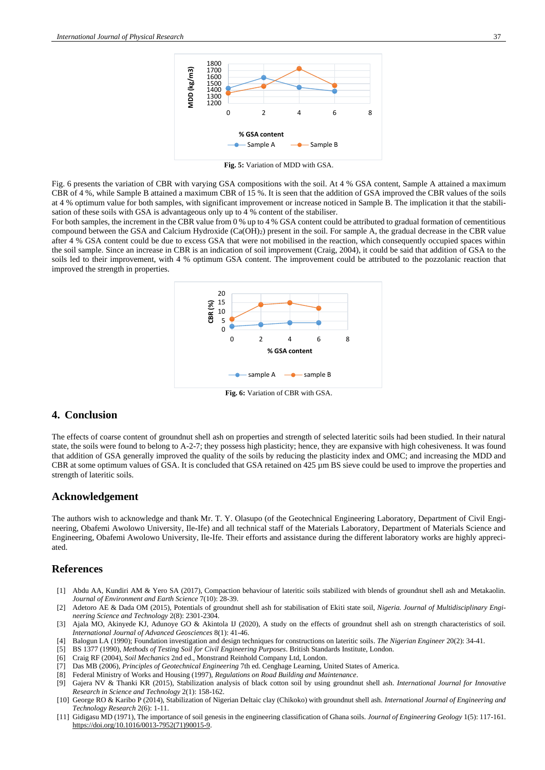Fig. 5: Variation of MDD with GSA.

Fig. 6 presents the variation of CBR with varying GSA compositions with the soil. At 4 % GSA content, Sample A attained a maximum CBR of 4 %, while Sample B attained a maximum CBR of 15 %. It is seen that the addition of GSA improved the CBR values of the soils at 4 % optimum value for both samples, with significant improvement or increase noticed in Sample B. The implication it that the stabilisation of these soils with GSA is advantageous only up to 4 % content of the stabiliser.

For both samples, the increment in the CBR value from 0 % up to 4 % GSA content could be attributed to gradual formation of cementitious compound between the GSA and Calcium Hydroxide ($Ca(OH)_2$) present in the soil. For sample A, the gradual decrease in the CBR value after 4 % GSA content could be due to excess GSA that were not mobilised in the reaction, which consequently occupied spaces within the soil sample. Since an increase in CBR is an indication of soil improvement (Craig, 2004), it could be said that addition of GSA to the soils led to their improvement, with 4 % optimum GSA content. The improvement could be attributed to the pozzolanic reaction that improved the strength in properties.

Fig. 6: Variation of CBR with GSA.

## 4. Conclusion

The effects of coarse content of groundnut shell ash on properties and strength of selected lateritic soils had been studied. In their natural state, the soils were found to belong to A-2-7; they possess high plasticity; hence, they are expansive with high cohesiveness. It was found that addition of GSA generally improved the quality of the soils by reducing the plasticity index and OMC; and increasing the MDD and CBR at some optimum values of GSA. It is concluded that GSA retained on 425 µm BS sieve could be used to improve the properties and strength of lateritic soils.

## Acknowledgement

The authors wish to acknowledge and thank Mr. T. Y. Olasupo (of the Geotechnical Engineering Laboratory, Department of Civil Engineering, Obafemi Awolowo University, Ile-Ife) and all technical staff of the Materials Laboratory, Department of Materials Science and Engineering, Obafemi Awolowo University, Ile-Ife. Their efforts and assistance during the different laboratory works are highly appreciated.

## References

[1] Abdu AA, Kundiri AM & Yero SA (2017), Compaction behaviour of lateritic soils stabilized with blends of groundnut shell ash and Metakaolin. *Journal of Environment and Earth Science* 7(10): 28-39.

[2] Adetoro AE & Dada OM (2015), Potentials of groundnut shell ash for stabilisation of Ekiti state soil, *Nigeria. Journal of Multidisciplinary Engineering Science and Technology* 2(8): 2301-2304.

[3] Ajala MO, Akinyede KJ, Adunoye GO & Akintola IJ (2020), A study on the effects of groundnut shell ash on strength characteristics of soil. *International Journal of Advanced Geosciences* 8(1): 41-46.

[4] Balogun LA (1990); Foundation investigation and design techniques for constructions on lateritic soils. *The Nigerian Engineer* 20(2): 34-41.

[5] BS 1377 (1990), *Methods of Testing Soil for Civil Engineering Purposes*. British Standards Institute, London.

[6] Craig RF (2004), *Soil Mechanics* 2nd ed., Monstrand Reinhold Company Ltd, London.

[7] Das MB (2006), *Principles of Geotechnical Engineering* 7th ed. Cenghage Learning, United States of America.

[8] Federal Ministry of Works and Housing (1997), *Regulations on Road Building and Maintenance*.

[9] Gajera NV & Thanki KR (2015), Stabilization analysis of black cotton soil by using groundnut shell ash. *International Journal for Innovative Research in Science and Technology* 2(1): 158-162.

[10] George RO & Karibo P (2014), Stabilization of Nigerian Deltaic clay (Chikoko) with groundnut shell ash. *International Journal of Engineering and Technology Research* 2(6): 1-11.

[11] Gidigasu MD (1971), The importance of soil genesis in the engineering classification of Ghana soils. *Journal of Engineering Geology* 1(5): 117-161. https://doi.org/10.1016/0013-7952(71)90015-9.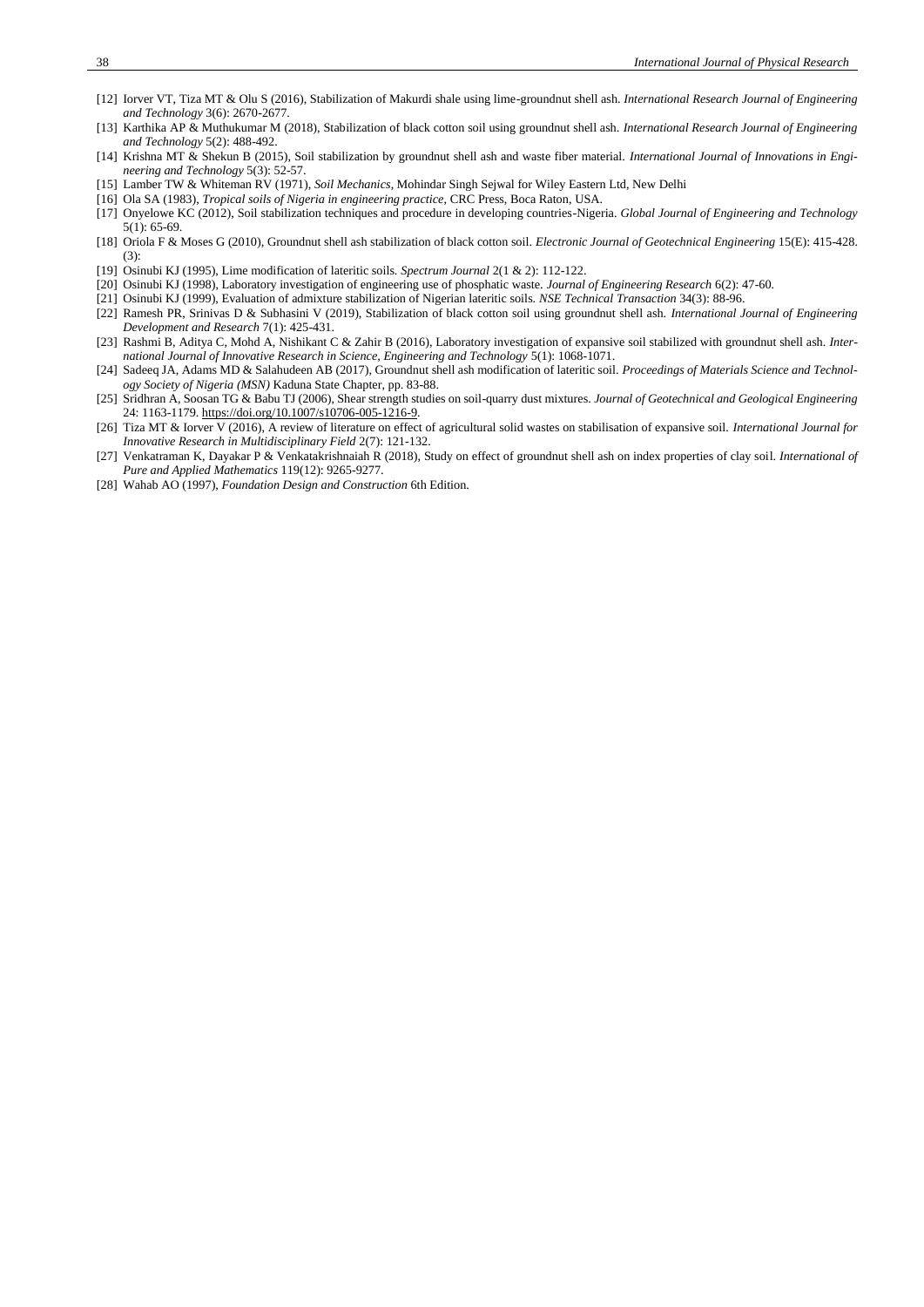[12] Iorver VT, Tiza MT & Olu S (2016), Stabilization of Makurdi shale using lime-groundnut shell ash. *International Research Journal of Engineering and Technology* 3(6): 2670-2677.

[13] Karthika AP & Muthukumar M (2018), Stabilization of black cotton soil using groundnut shell ash. *International Research Journal of Engineering and Technology* 5(2): 488-492.

[14] Krishna MT & Shekun B (2015), Soil stabilization by groundnut shell ash and waste fiber material. *International Journal of Innovations in Engineering and Technology* 5(3): 52-57.

[15] Lamber TW & Whiteman RV (1971), *Soil Mechanics*, Mohindar Singh Sejwal for Wiley Eastern Ltd, New Delhi

[16] Ola SA (1983), *Tropical soils of Nigeria in engineering practice*, CRC Press, Boca Raton, USA.

[17] Onyelowe KC (2012), Soil stabilization techniques and procedure in developing countries-Nigeria. *Global Journal of Engineering and Technology* 5(1): 65-69.

[18] Oriola F & Moses G (2010), Groundnut shell ash stabilization of black cotton soil. *Electronic Journal of Geotechnical Engineering* 15(E): 415-428. (3):

[19] Osinubi KJ (1995), Lime modification of lateritic soils. *Spectrum Journal* 2(1 & 2): 112-122.

[20] Osinubi KJ (1998), Laboratory investigation of engineering use of phosphatic waste. *Journal of Engineering Research* 6(2): 47-60.

[21] Osinubi KJ (1999), Evaluation of admixture stabilization of Nigerian lateritic soils. *NSE Technical Transaction* 34(3): 88-96.

[22] Ramesh PR, Srinivas D & Subhasini V (2019), Stabilization of black cotton soil using groundnut shell ash. *International Journal of Engineering Development and Research* 7(1): 425-431.

[23] Rashmi B, Aditya C, Mohd A, Nishikant C & Zahir B (2016), Laboratory investigation of expansive soil stabilized with groundnut shell ash. *International Journal of Innovative Research in Science, Engineering and Technology* 5(1): 1068-1071.

[24] Sadeeq JA, Adams MD & Salahudeen AB (2017), Groundnut shell ash modification of lateritic soil. *Proceedings of Materials Science and Technology Society of Nigeria (MSN)* Kaduna State Chapter, pp. 83-88.

[25] Sridhran A, Soosan TG & Babu TJ (2006), Shear strength studies on soil-quarry dust mixtures. *Journal of Geotechnical and Geological Engineering* 24: 1163-1179. https://doi.org/10.1007/s10706-005-1216-9.

[26] Tiza MT & Iorver V (2016), A review of literature on effect of agricultural solid wastes on stabilisation of expansive soil. *International Journal for Innovative Research in Multidisciplinary Field* 2(7): 121-132.

[27] Venkatraman K, Dayakar P & Venkatakrishnaiah R (2018), Study on effect of groundnut shell ash on index properties of clay soil. *International of Pure and Applied Mathematics* 119(12): 9265-9277.

[28] Wahab AO (1997), *Foundation Design and Construction* 6th Edition.